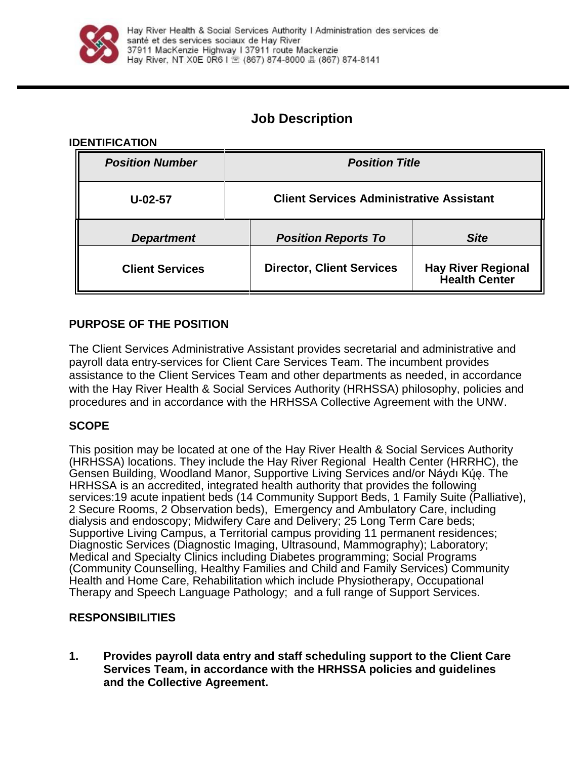Hay River Health & Social Services Authority I Administration des services de santé et des services sociaux de Hay River
37911 MacKenzie Highway I 37911 route Mackenzie
Hay River, NT X0E 0R6 I (867) 874-8000 (867) 874-8141

# Job Description

## IDENTIFICATION

| Position Number | Position Title | |
|---|---|---|
| U-02-57 | Client Services Administrative Assistant | |
| **Department** | **Position Reports To** | **Site** |
| Client Services | Director, Client Services | Hay River Regional Health Center |

## PURPOSE OF THE POSITION

The Client Services Administrative Assistant provides secretarial and administrative and payroll data entry services for Client Care Services Team. The incumbent provides assistance to the Client Services Team and other departments as needed, in accordance with the Hay River Health & Social Services Authority (HRHSSA) philosophy, policies and procedures and in accordance with the HRHSSA Collective Agreement with the UNW.

## SCOPE

This position may be located at one of the Hay River Health & Social Services Authority (HRHSSA) locations. They include the Hay River Regional Health Center (HRRHC), the Gensen Building, Woodland Manor, Supportive Living Services and/or Náydı Kų́ę. The HRHSSA is an accredited, integrated health authority that provides the following services:19 acute inpatient beds (14 Community Support Beds, 1 Family Suite (Palliative), 2 Secure Rooms, 2 Observation beds), Emergency and Ambulatory Care, including dialysis and endoscopy; Midwifery Care and Delivery; 25 Long Term Care beds; Supportive Living Campus, a Territorial campus providing 11 permanent residences; Diagnostic Services (Diagnostic Imaging, Ultrasound, Mammography); Laboratory; Medical and Specialty Clinics including Diabetes programming; Social Programs (Community Counselling, Healthy Families and Child and Family Services) Community Health and Home Care, Rehabilitation which include Physiotherapy, Occupational Therapy and Speech Language Pathology; and a full range of Support Services.

## RESPONSIBILITIES

**1. Provides payroll data entry and staff scheduling support to the Client Care Services Team, in accordance with the HRHSSA policies and guidelines and the Collective Agreement.**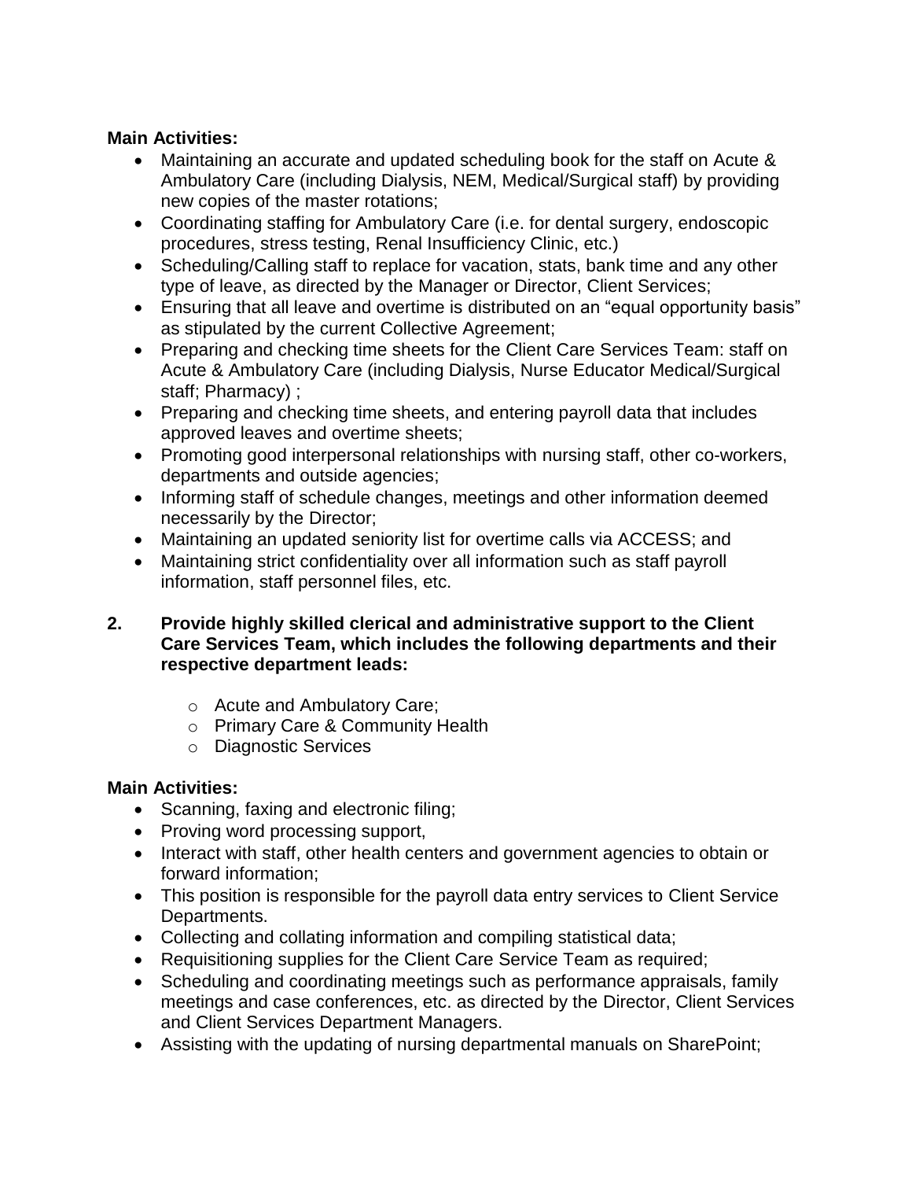**Main Activities:**

- Maintaining an accurate and updated scheduling book for the staff on Acute & Ambulatory Care (including Dialysis, NEM, Medical/Surgical staff) by providing new copies of the master rotations;
- Coordinating staffing for Ambulatory Care (i.e. for dental surgery, endoscopic procedures, stress testing, Renal Insufficiency Clinic, etc.)
- Scheduling/Calling staff to replace for vacation, stats, bank time and any other type of leave, as directed by the Manager or Director, Client Services;
- Ensuring that all leave and overtime is distributed on an "equal opportunity basis" as stipulated by the current Collective Agreement;
- Preparing and checking time sheets for the Client Care Services Team: staff on Acute & Ambulatory Care (including Dialysis, Nurse Educator Medical/Surgical staff; Pharmacy) ;
- Preparing and checking time sheets, and entering payroll data that includes approved leaves and overtime sheets;
- Promoting good interpersonal relationships with nursing staff, other co-workers, departments and outside agencies;
- Informing staff of schedule changes, meetings and other information deemed necessarily by the Director;
- Maintaining an updated seniority list for overtime calls via ACCESS; and
- Maintaining strict confidentiality over all information such as staff payroll information, staff personnel files, etc.

**2. Provide highly skilled clerical and administrative support to the Client Care Services Team, which includes the following departments and their respective department leads:**

- Acute and Ambulatory Care;
- Primary Care & Community Health
- Diagnostic Services

**Main Activities:**

- Scanning, faxing and electronic filing;
- Proving word processing support,
- Interact with staff, other health centers and government agencies to obtain or forward information;
- This position is responsible for the payroll data entry services to Client Service Departments.
- Collecting and collating information and compiling statistical data;
- Requisitioning supplies for the Client Care Service Team as required;
- Scheduling and coordinating meetings such as performance appraisals, family meetings and case conferences, etc. as directed by the Director, Client Services and Client Services Department Managers.
- Assisting with the updating of nursing departmental manuals on SharePoint;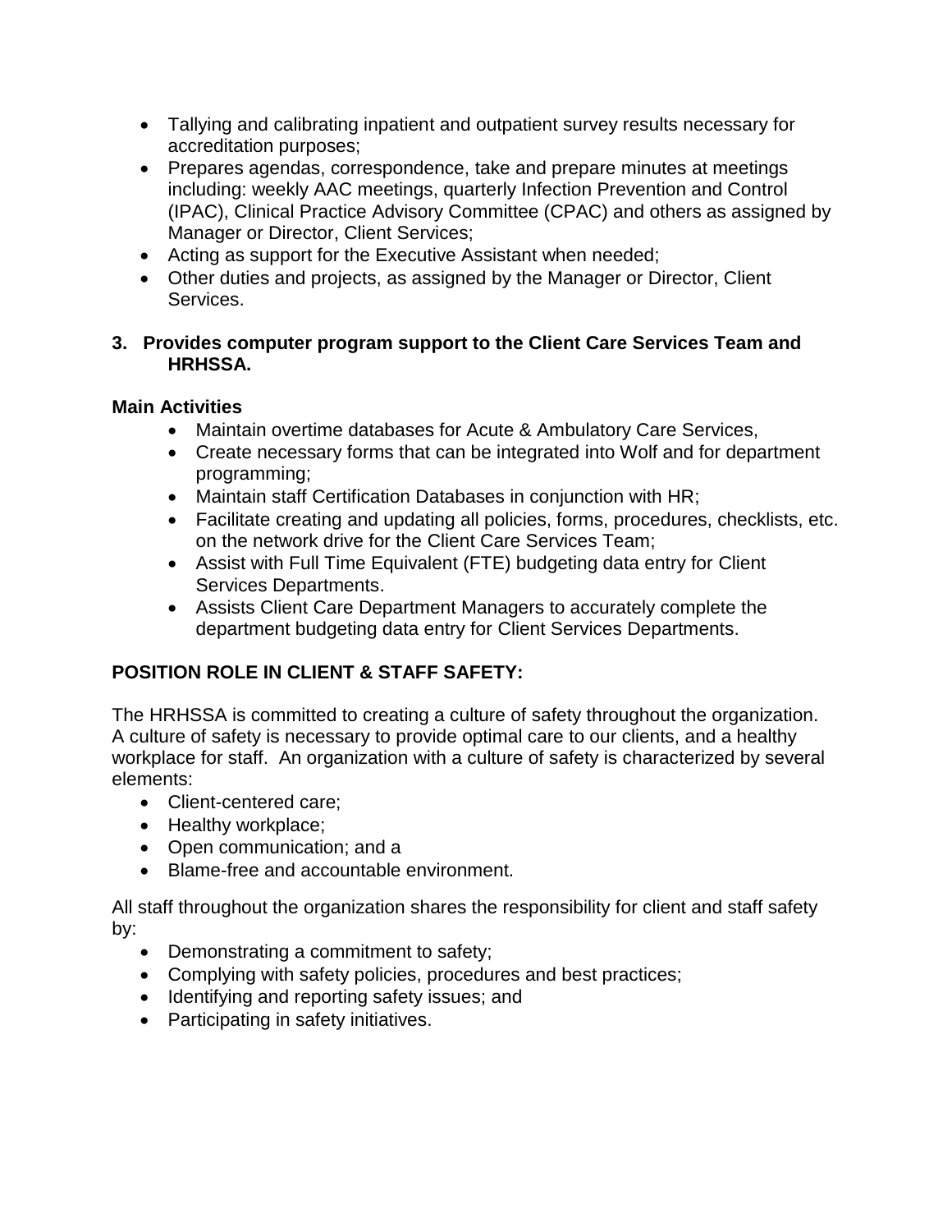- Tallying and calibrating inpatient and outpatient survey results necessary for accreditation purposes;
- Prepares agendas, correspondence, take and prepare minutes at meetings including: weekly AAC meetings, quarterly Infection Prevention and Control (IPAC), Clinical Practice Advisory Committee (CPAC) and others as assigned by Manager or Director, Client Services;
- Acting as support for the Executive Assistant when needed;
- Other duties and projects, as assigned by the Manager or Director, Client Services.

**3. Provides computer program support to the Client Care Services Team and HRHSSA.**

**Main Activities**

- Maintain overtime databases for Acute & Ambulatory Care Services,
- Create necessary forms that can be integrated into Wolf and for department programming;
- Maintain staff Certification Databases in conjunction with HR;
- Facilitate creating and updating all policies, forms, procedures, checklists, etc. on the network drive for the Client Care Services Team;
- Assist with Full Time Equivalent (FTE) budgeting data entry for Client Services Departments.
- Assists Client Care Department Managers to accurately complete the department budgeting data entry for Client Services Departments.

**POSITION ROLE IN CLIENT & STAFF SAFETY:**

The HRHSSA is committed to creating a culture of safety throughout the organization. A culture of safety is necessary to provide optimal care to our clients, and a healthy workplace for staff. An organization with a culture of safety is characterized by several elements:

- Client-centered care;
- Healthy workplace;
- Open communication; and a
- Blame-free and accountable environment.

All staff throughout the organization shares the responsibility for client and staff safety by:

- Demonstrating a commitment to safety;
- Complying with safety policies, procedures and best practices;
- Identifying and reporting safety issues; and
- Participating in safety initiatives.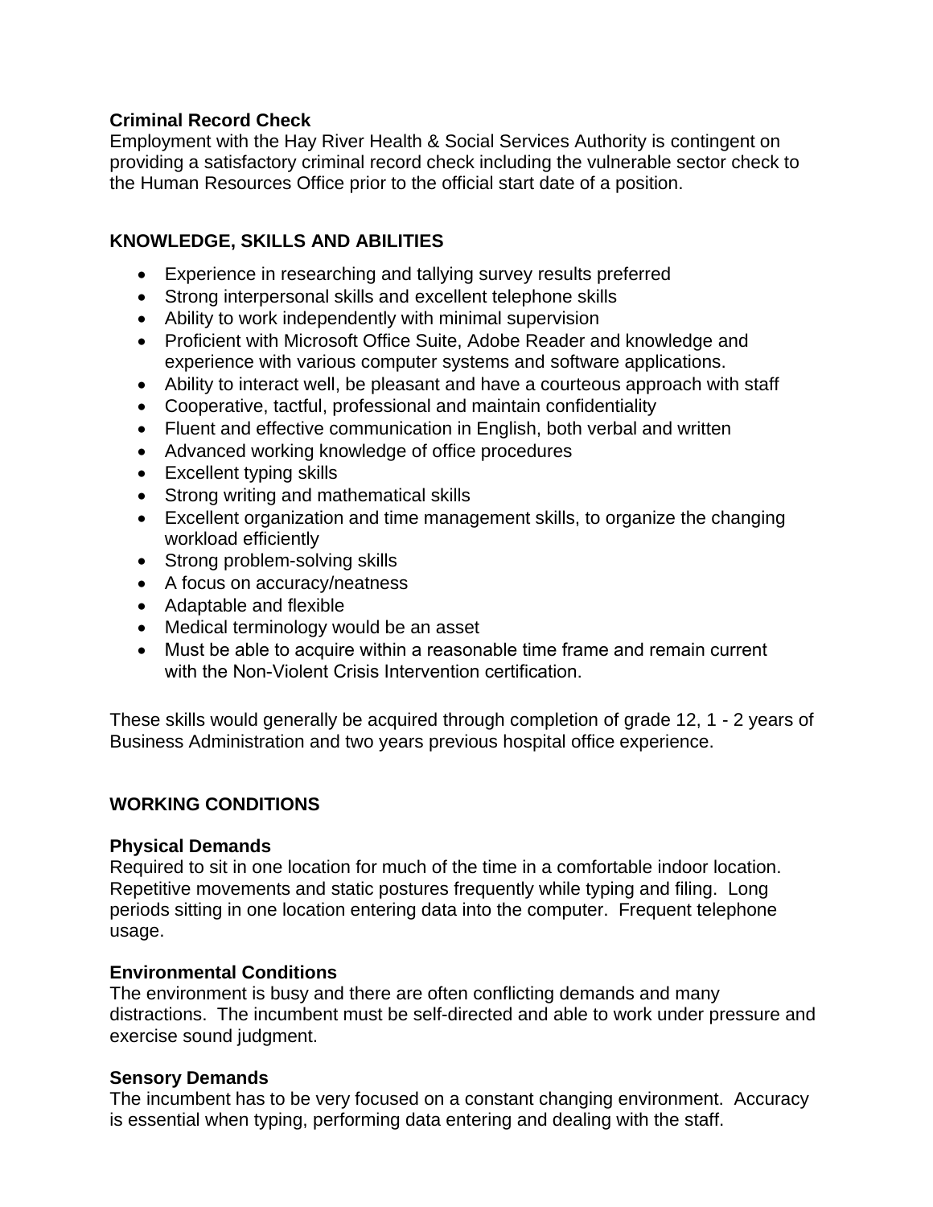**Criminal Record Check**

Employment with the Hay River Health & Social Services Authority is contingent on providing a satisfactory criminal record check including the vulnerable sector check to the Human Resources Office prior to the official start date of a position.

## KNOWLEDGE, SKILLS AND ABILITIES

- Experience in researching and tallying survey results preferred
- Strong interpersonal skills and excellent telephone skills
- Ability to work independently with minimal supervision
- Proficient with Microsoft Office Suite, Adobe Reader and knowledge and experience with various computer systems and software applications.
- Ability to interact well, be pleasant and have a courteous approach with staff
- Cooperative, tactful, professional and maintain confidentiality
- Fluent and effective communication in English, both verbal and written
- Advanced working knowledge of office procedures
- Excellent typing skills
- Strong writing and mathematical skills
- Excellent organization and time management skills, to organize the changing workload efficiently
- Strong problem-solving skills
- A focus on accuracy/neatness
- Adaptable and flexible
- Medical terminology would be an asset
- Must be able to acquire within a reasonable time frame and remain current with the Non-Violent Crisis Intervention certification.

These skills would generally be acquired through completion of grade 12, 1 - 2 years of Business Administration and two years previous hospital office experience.

## WORKING CONDITIONS

**Physical Demands**

Required to sit in one location for much of the time in a comfortable indoor location. Repetitive movements and static postures frequently while typing and filing. Long periods sitting in one location entering data into the computer. Frequent telephone usage.

**Environmental Conditions**

The environment is busy and there are often conflicting demands and many distractions. The incumbent must be self-directed and able to work under pressure and exercise sound judgment.

**Sensory Demands**

The incumbent has to be very focused on a constant changing environment. Accuracy is essential when typing, performing data entering and dealing with the staff.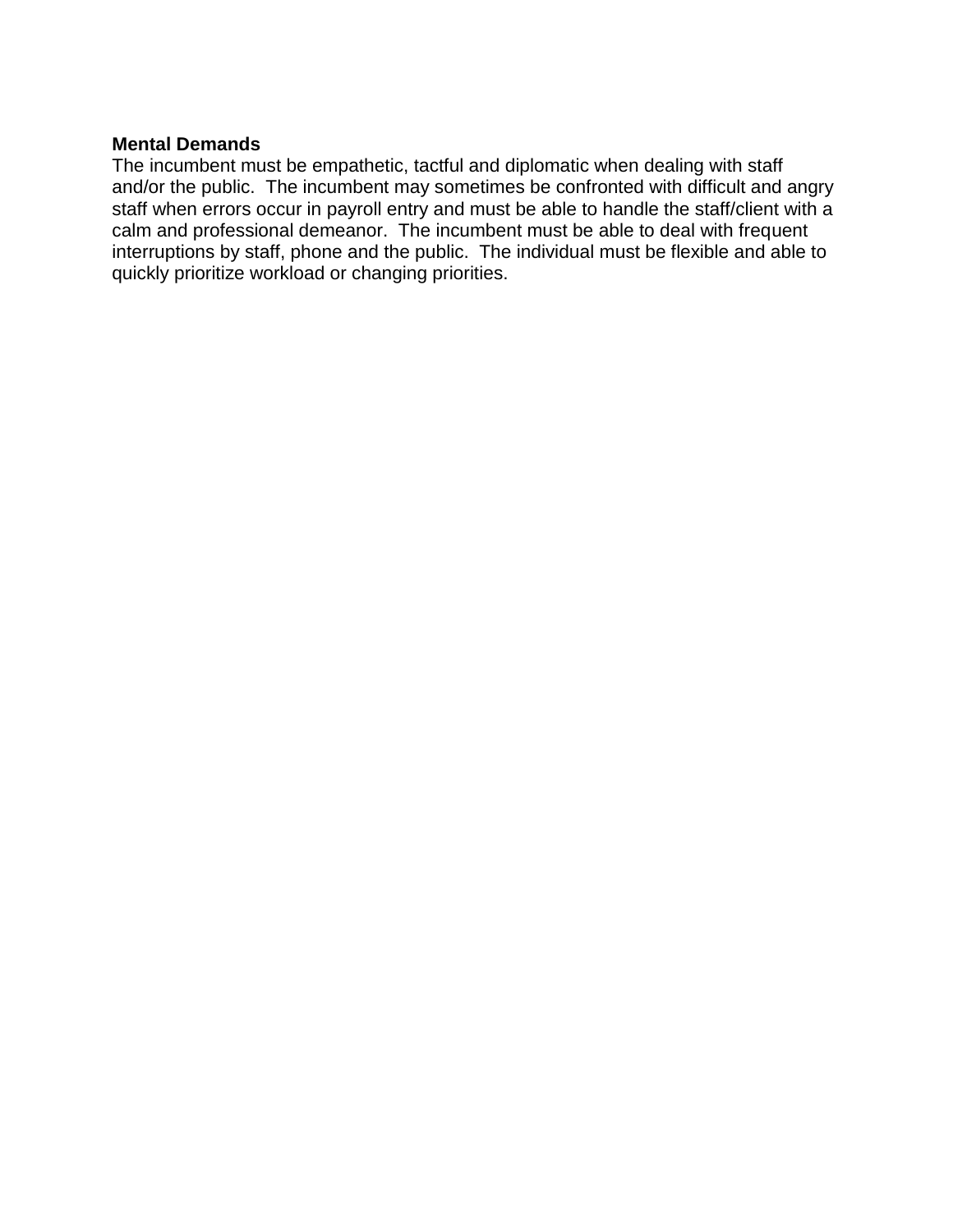**Mental Demands**

The incumbent must be empathetic, tactful and diplomatic when dealing with staff and/or the public. The incumbent may sometimes be confronted with difficult and angry staff when errors occur in payroll entry and must be able to handle the staff/client with a calm and professional demeanor. The incumbent must be able to deal with frequent interruptions by staff, phone and the public. The individual must be flexible and able to quickly prioritize workload or changing priorities.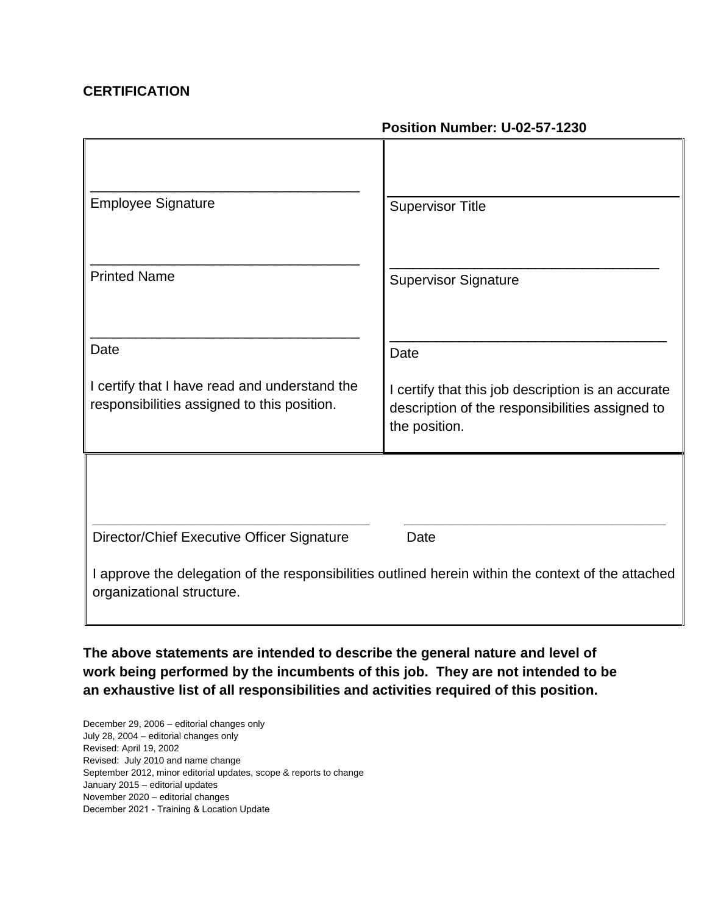**CERTIFICATION**

**Position Number: U-02-57-1230**

| | |
|---|---|
| ___________________________________<br>Employee Signature | ___________________________________<br>Supervisor Title |
| ___________________________________<br>Printed Name | ___________________________________<br>Supervisor Signature |
| ___________________________________<br>Date | ___________________________________<br>Date |
| I certify that I have read and understand the responsibilities assigned to this position. | I certify that this job description is an accurate description of the responsibilities assigned to the position. |

| | |
|---|---|
| ____________________________________<br>Director/Chief Executive Officer Signature | ____________________________________<br>Date |

I approve the delegation of the responsibilities outlined herein within the context of the attached organizational structure.

**The above statements are intended to describe the general nature and level of work being performed by the incumbents of this job. They are not intended to be an exhaustive list of all responsibilities and activities required of this position.**

December 29, 2006 – editorial changes only
July 28, 2004 – editorial changes only
Revised: April 19, 2002
Revised: July 2010 and name change
September 2012, minor editorial updates, scope & reports to change
January 2015 – editorial updates
November 2020 – editorial changes
December 2021 - Training & Location Update